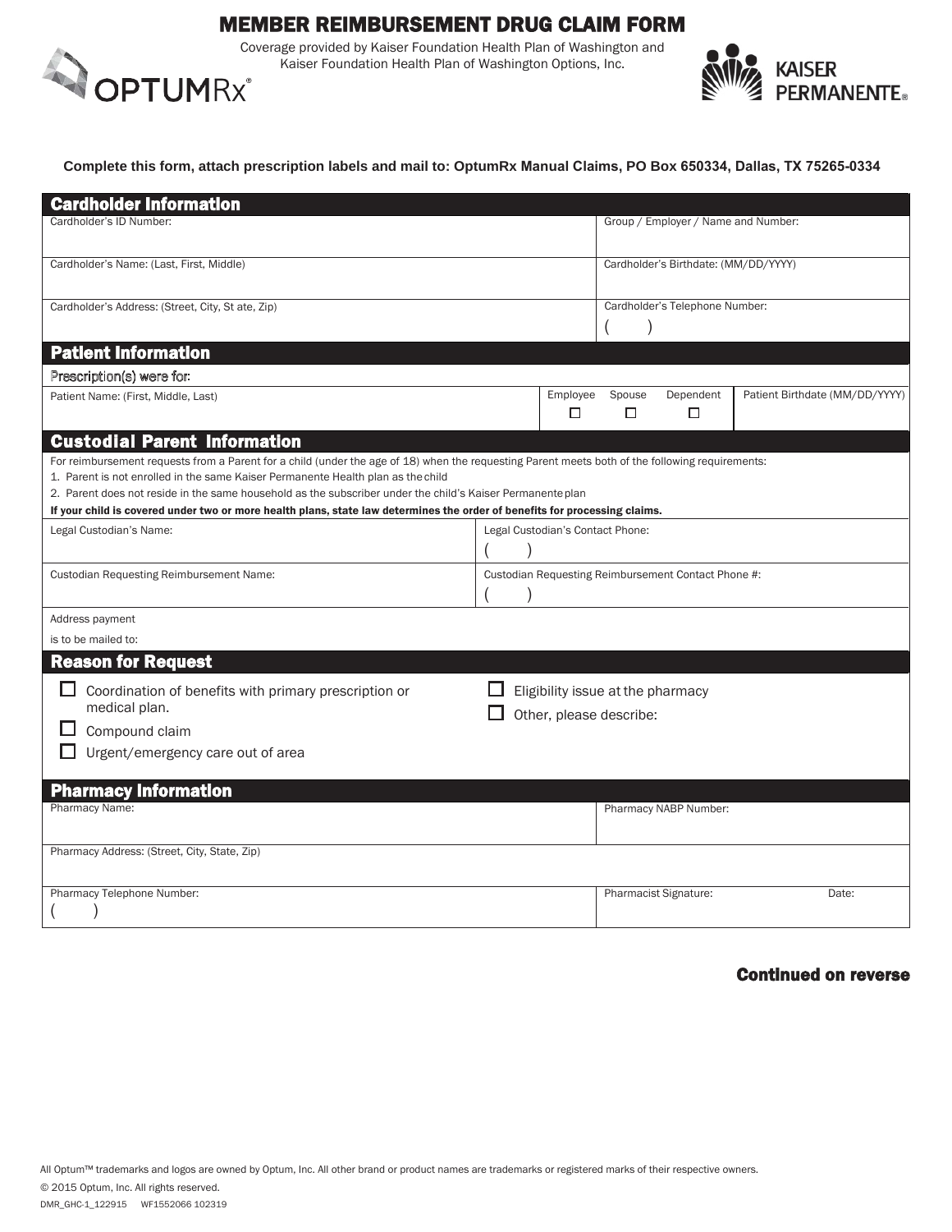# MEMBER REIMBURSEMENT DRUG CLAIM FORM

Coverage provided by Kaiser Foundation Health Plan of Washington and Kaiser Foundation Health Plan of Washington Options, Inc.

OPTUMRx®

KAISER PERMANENTE®

**Complete this form, attach prescription labels and mail to: OptumRx Manual Claims, PO Box 650334, Dallas, TX 75265-0334**

## Cardholder Information

| Cardholder's ID Number: | Group / Employer / Name and Number: |
|---|---|
| Cardholder's Name: (Last, First, Middle) | Cardholder's Birthdate: (MM/DD/YYYY) |
| Cardholder's Address: (Street, City, St ate, Zip) | Cardholder's Telephone Number: ( ) |

## Patient Information

Prescription(s) were for:

| Patient Name: (First, Middle, Last) | Employee ☐ | Spouse ☐ | Dependent ☐ | Patient Birthdate (MM/DD/YYYY) |
|---|---|---|---|---|

## Custodial Parent Information

For reimbursement requests from a Parent for a child (under the age of 18) when the requesting Parent meets both of the following requirements:

1. Parent is not enrolled in the same Kaiser Permanente Health plan as the child
2. Parent does not reside in the same household as the subscriber under the child's Kaiser Permanente plan

**If your child is covered under two or more health plans, state law determines the order of benefits for processing claims.**

| Legal Custodian's Name: | Legal Custodian's Contact Phone: ( ) |
|---|---|
| Custodian Requesting Reimbursement Name: | Custodian Requesting Reimbursement Contact Phone #: ( ) |
| Address payment is to be mailed to: | |

## Reason for Request

- ☐ Coordination of benefits with primary prescription or medical plan.
- ☐ Compound claim
- ☐ Urgent/emergency care out of area
- ☐ Eligibility issue at the pharmacy
- ☐ Other, please describe:

## Pharmacy Information

| Pharmacy Name: | Pharmacy NABP Number: |
|---|---|
| Pharmacy Address: (Street, City, State, Zip) | |
| Pharmacy Telephone Number: ( ) | Pharmacist Signature: Date: |

**Continued on reverse**

All Optum™ trademarks and logos are owned by Optum, Inc. All other brand or product names are trademarks or registered marks of their respective owners.

© 2015 Optum, Inc. All rights reserved.

DMR_GHC-1_122915 WF1552066 102319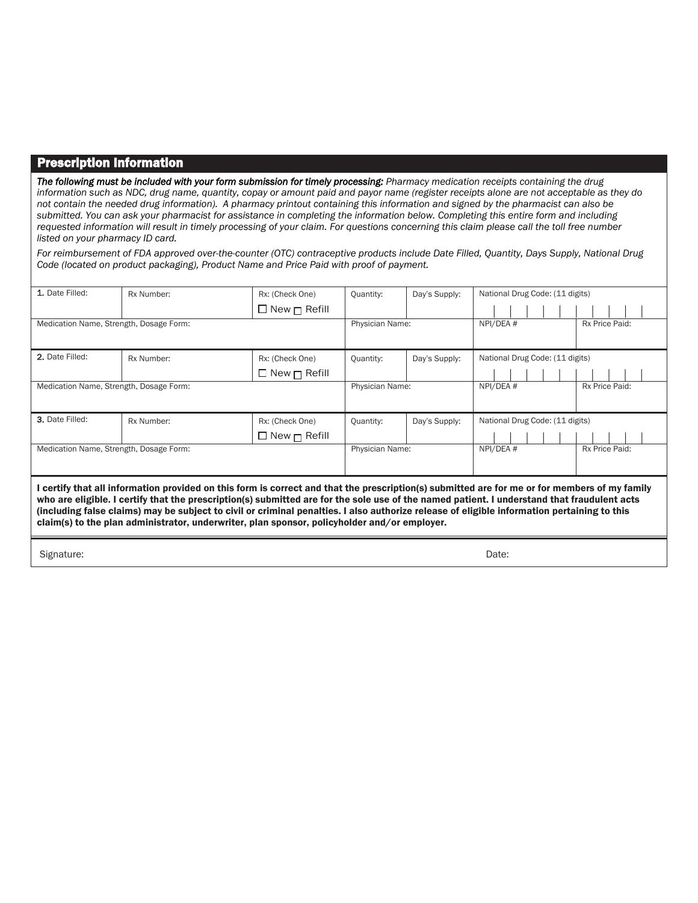## Prescription Information

***The following must be included with your form submission for timely processing:*** *Pharmacy medication receipts containing the drug information such as NDC, drug name, quantity, copay or amount paid and payor name (register receipts alone are not acceptable as they do not contain the needed drug information). A pharmacy printout containing this information and signed by the pharmacist can also be submitted. You can ask your pharmacist for assistance in completing the information below. Completing this entire form and including requested information will result in timely processing of your claim. For questions concerning this claim please call the toll free number listed on your pharmacy ID card.*

*For reimbursement of FDA approved over-the-counter (OTC) contraceptive products include Date Filled, Quantity, Days Supply, National Drug Code (located on product packaging), Product Name and Price Paid with proof of payment.*

| 1. Date Filled: | Rx Number: | Rx: (Check One) ☐ New ☐ Refill | Quantity: | Day's Supply: | National Drug Code: (11 digits) | |
|---|---|---|---|---|---|---|
| Medication Name, Strength, Dosage Form: | | | Physician Name: | | NPI/DEA # | Rx Price Paid: |
| **2.** Date Filled: | Rx Number: | Rx: (Check One) ☐ New ☐ Refill | Quantity: | Day's Supply: | National Drug Code: (11 digits) | |
| Medication Name, Strength, Dosage Form: | | | Physician Name: | | NPI/DEA # | Rx Price Paid: |
| **3.** Date Filled: | Rx Number: | Rx: (Check One) ☐ New ☐ Refill | Quantity: | Day's Supply: | National Drug Code: (11 digits) | |
| Medication Name, Strength, Dosage Form: | | | Physician Name: | | NPI/DEA # | Rx Price Paid: |

**I certify that all information provided on this form is correct and that the prescription(s) submitted are for me or for members of my family who are eligible. I certify that the prescription(s) submitted are for the sole use of the named patient. I understand that fraudulent acts (including false claims) may be subject to civil or criminal penalties. I also authorize release of eligible information pertaining to this claim(s) to the plan administrator, underwriter, plan sponsor, policyholder and/or employer.**

Signature: Date: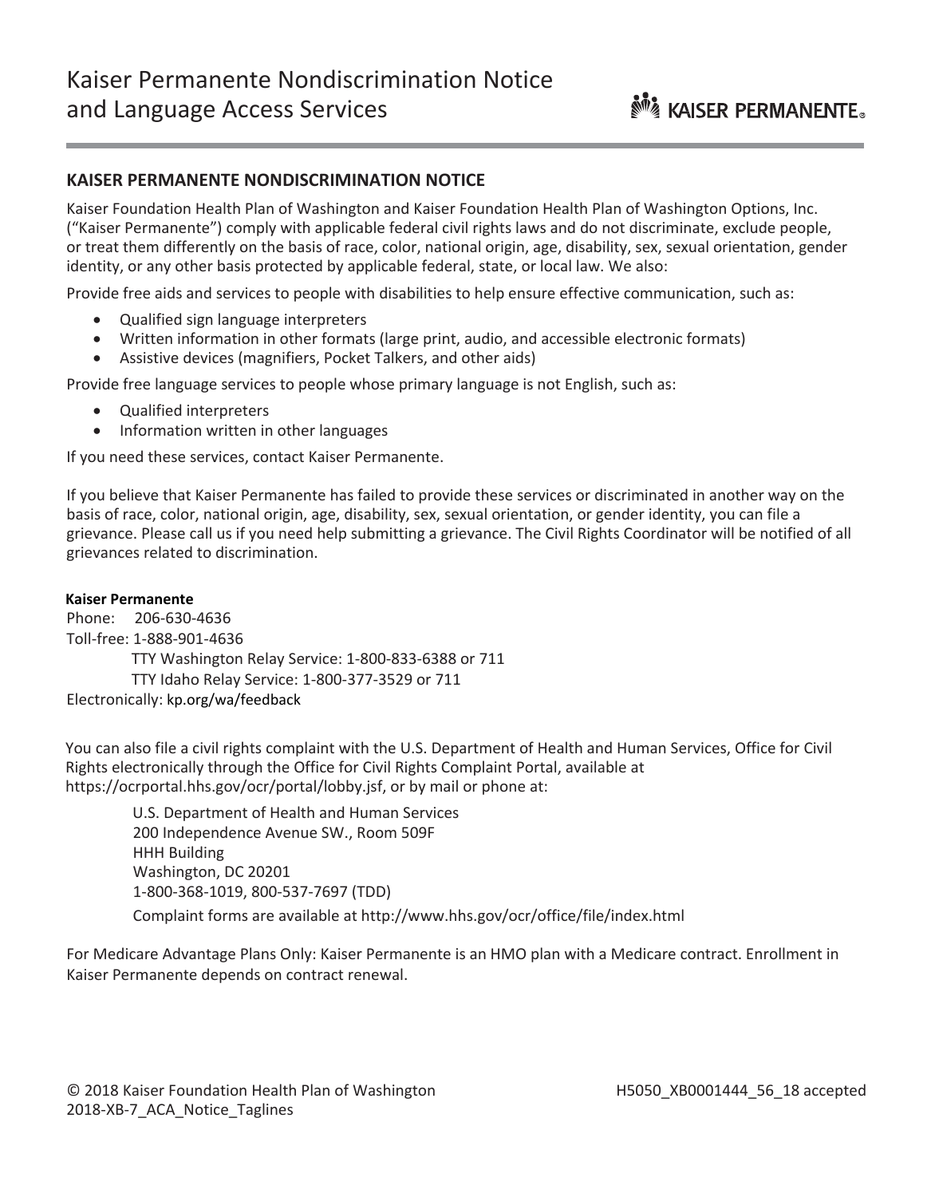# Kaiser Permanente Nondiscrimination Notice and Language Access Services

## KAISER PERMANENTE NONDISCRIMINATION NOTICE

Kaiser Foundation Health Plan of Washington and Kaiser Foundation Health Plan of Washington Options, Inc. ("Kaiser Permanente") comply with applicable federal civil rights laws and do not discriminate, exclude people, or treat them differently on the basis of race, color, national origin, age, disability, sex, sexual orientation, gender identity, or any other basis protected by applicable federal, state, or local law. We also:

Provide free aids and services to people with disabilities to help ensure effective communication, such as:

- Qualified sign language interpreters
- Written information in other formats (large print, audio, and accessible electronic formats)
- Assistive devices (magnifiers, Pocket Talkers, and other aids)

Provide free language services to people whose primary language is not English, such as:

- Qualified interpreters
- Information written in other languages

If you need these services, contact Kaiser Permanente.

If you believe that Kaiser Permanente has failed to provide these services or discriminated in another way on the basis of race, color, national origin, age, disability, sex, sexual orientation, or gender identity, you can file a grievance. Please call us if you need help submitting a grievance. The Civil Rights Coordinator will be notified of all grievances related to discrimination.

**Kaiser Permanente**
Phone: 206-630-4636
Toll-free: 1-888-901-4636
TTY Washington Relay Service: 1-800-833-6388 or 711
TTY Idaho Relay Service: 1-800-377-3529 or 711
Electronically: kp.org/wa/feedback

You can also file a civil rights complaint with the U.S. Department of Health and Human Services, Office for Civil Rights electronically through the Office for Civil Rights Complaint Portal, available at https://ocrportal.hhs.gov/ocr/portal/lobby.jsf, or by mail or phone at:

U.S. Department of Health and Human Services
200 Independence Avenue SW., Room 509F
HHH Building
Washington, DC 20201
1-800-368-1019, 800-537-7697 (TDD)
Complaint forms are available at http://www.hhs.gov/ocr/office/file/index.html

For Medicare Advantage Plans Only: Kaiser Permanente is an HMO plan with a Medicare contract. Enrollment in Kaiser Permanente depends on contract renewal.

© 2018 Kaiser Foundation Health Plan of Washington
2018-XB-7_ACA_Notice_Taglines

H5050_XB0001444_56_18 accepted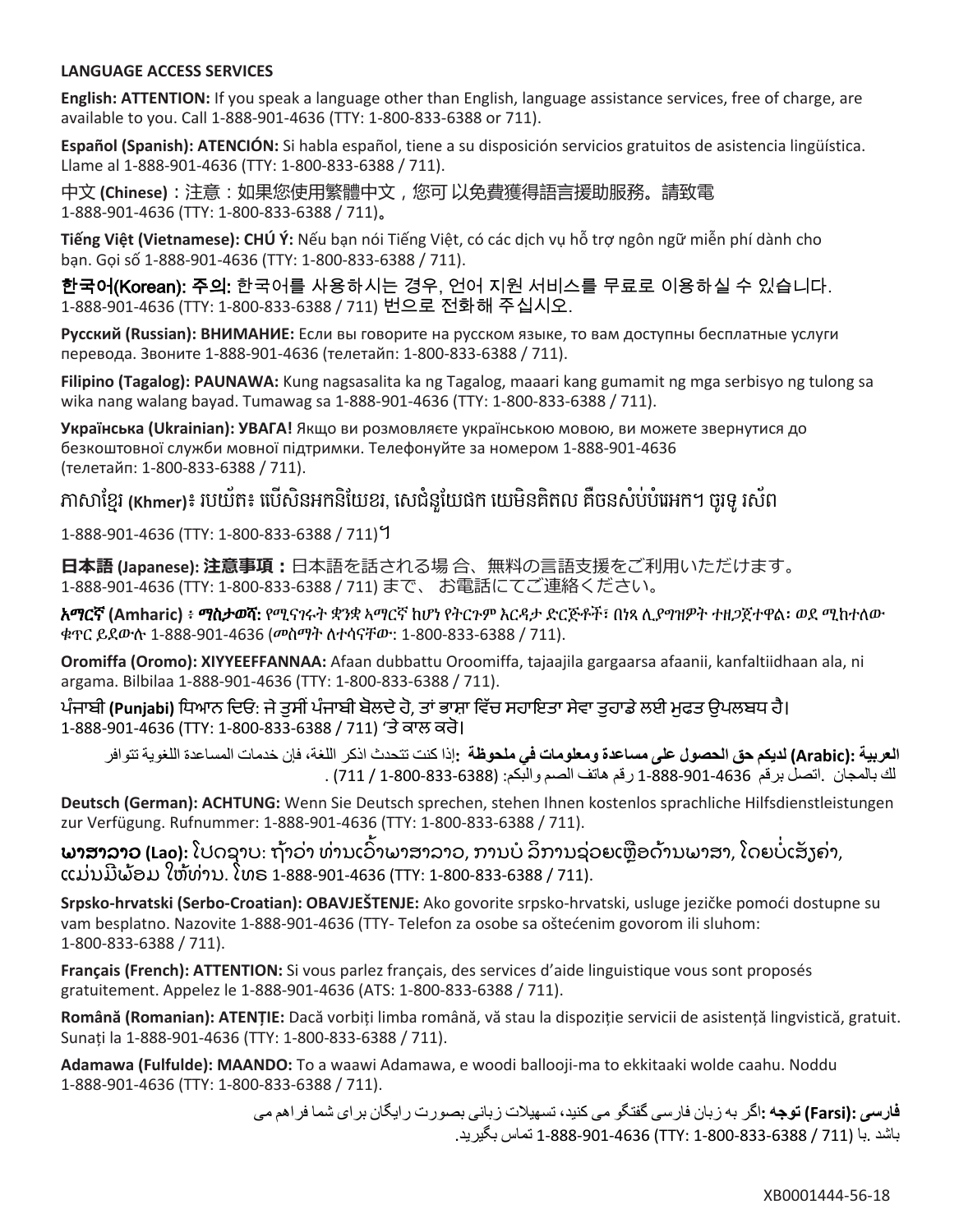**LANGUAGE ACCESS SERVICES**

**English: ATTENTION:** If you speak a language other than English, language assistance services, free of charge, are available to you. Call 1-888-901-4636 (TTY: 1-800-833-6388 or 711).

**Español (Spanish): ATENCIÓN:** Si habla español, tiene a su disposición servicios gratuitos de asistencia lingüística. Llame al 1-888-901-4636 (TTY: 1-800-833-6388 / 711).

中文 **(Chinese)**：注意：如果您使用繁體中文，您可 以免費獲得語言援助服務。請致電 1-888-901-4636 (TTY: 1-800-833-6388 / 711)。

**Tiếng Việt (Vietnamese): CHÚ Ý:** Nếu bạn nói Tiếng Việt, có các dịch vụ hỗ trợ ngôn ngữ miễn phí dành cho bạn. Gọi số 1-888-901-4636 (TTY: 1-800-833-6388 / 711).

**한국어(Korean): 주의:** 한국어를 사용하시는 경우, 언어 지원 서비스를 무료로 이용하실 수 있습니다. 1-888-901-4636 (TTY: 1-800-833-6388 / 711) 번으로 전화해 주십시오.

**Русский (Russian): ВНИМАНИЕ:** Если вы говорите на русском языке, то вам доступны бесплатные услуги перевода. Звоните 1-888-901-4636 (телетайп: 1-800-833-6388 / 711).

**Filipino (Tagalog): PAUNAWA:** Kung nagsasalita ka ng Tagalog, maaari kang gumamit ng mga serbisyo ng tulong sa wika nang walang bayad. Tumawag sa 1-888-901-4636 (TTY: 1-800-833-6388 / 711).

**Українська (Ukrainian): УВАГА!** Якщо ви розмовляєте українською мовою, ви можете звернутися до безкоштовної служби мовної підтримки. Телефонуйте за номером 1-888-901-4636 (телетайп: 1-800-833-6388 / 711).

ភាសាខ្មែរ **(Khmer)**៖ របយ័ត៖ បើសិនអកនិយែខរ, សេជំនួយែផក យេមិនគិតល គឺចនសំប់បំរេអក។ ចូរទូ រស័ព

1-888-901-4636 (TTY: 1-800-833-6388 / 711)។

**日本語 (Japanese): 注意事項：**日本語を話される場 合、無料の言語支援をご利用いただけます。1-888-901-4636 (TTY: 1-800-833-6388 / 711) まで、 お電話にてご連絡ください。

**አማርኛ (Amharic) ፥ ማስታወሻ:** የሚናገሩት ቋንቋ ኣማርኛ ከሆነ የትርጉም እርዳታ ድርጅቶች፣ በነጻ ሊያግዝዎት ተዘጋጀተዋል፡ ወደ ሚከተለው ቁጥር ይደውሉ 1-888-901-4636 (መስማት ለተሳናቸው: 1-800-833-6388 / 711).

**Oromiffa (Oromo): XIYYEEFFANNAA:** Afaan dubbattu Oroomiffa, tajaajila gargaarsa afaanii, kanfaltiidhaan ala, ni argama. Bilbilaa 1-888-901-4636 (TTY: 1-800-833-6388 / 711).

ਪੰਜਾਬੀ **(Punjabi)** ਧਿਆਨ ਦਿਓ: ਜੇ ਤੁਸੀਂ ਪੰਜਾਬੀ ਬੋਲਦੇ ਹੋ, ਤਾਂ ਭਾਸ਼ਾ ਵਿੱਚ ਸਹਾਇਤਾ ਸੇਵਾ ਤੁਹਾਡੇ ਲਈ ਮੁਫਤ ਉਪਲਬਧ ਹੈ। 1-888-901-4636 (TTY: 1-800-833-6388 / 711) 'ਤੇ ਕਾਲ ਕਰੋ।

**العربية (Arabic): لديكم حق الحصول على مساعدة ومعلومات في ملحوظة**: إذا كنت تتحدث اذكر اللغة، فإن خدمات المساعدة اللغوية تتوافر لك بالمجان. اتصل برقم 1-888-901-4636 رقم هاتف الصم والبكم: (1-800-833-6388 / 711).

**Deutsch (German): ACHTUNG:** Wenn Sie Deutsch sprechen, stehen Ihnen kostenlos sprachliche Hilfsdienstleistungen zur Verfügung. Rufnummer: 1-888-901-4636 (TTY: 1-800-833-6388 / 711).

**ພາສາລາວ (Lao):** ໂປດຊາບ: ຖ້າວ່າ ທ່ານເວົ້າພາສາລາວ, ການບໍ ລິການຊ່ວຍເຫຼືອດ້ານພາສາ, ໂດຍບໍ່ເສັງຄ່າ, ແມ່ນມີພ້ອມ ໃຫ້ທ່ານ. ໂທຣ 1-888-901-4636 (TTY: 1-800-833-6388 / 711).

**Srpsko-hrvatski (Serbo-Croatian): OBAVJEŠTENJE:** Ako govorite srpsko-hrvatski, usluge jezičke pomoći dostupne su vam besplatno. Nazovite 1-888-901-4636 (TTY- Telefon za osobe sa oštećenim govorom ili sluhom: 1-800-833-6388 / 711).

**Français (French): ATTENTION:** Si vous parlez français, des services d'aide linguistique vous sont proposés gratuitement. Appelez le 1-888-901-4636 (ATS: 1-800-833-6388 / 711).

**Română (Romanian): ATENȚIE:** Dacă vorbiți limba română, vă stau la dispoziție servicii de asistență lingvistică, gratuit. Sunați la 1-888-901-4636 (TTY: 1-800-833-6388 / 711).

**Adamawa (Fulfulde): MAANDO:** To a waawi Adamawa, e woodi ballooji-ma to ekkitaaki wolde caahu. Noddu 1-888-901-4636 (TTY: 1-800-833-6388 / 711).

**فارسی (Farsi): توجه**: اگر به زبان فارسی گفتگو می کنید، تسهیلات زبانی بصورت رایگان برای شما فراهم می باشد. با (TTY: 1-800-833-6388 / 711) 1-888-901-4636 تماس بگیرید.

XB0001444-56-18